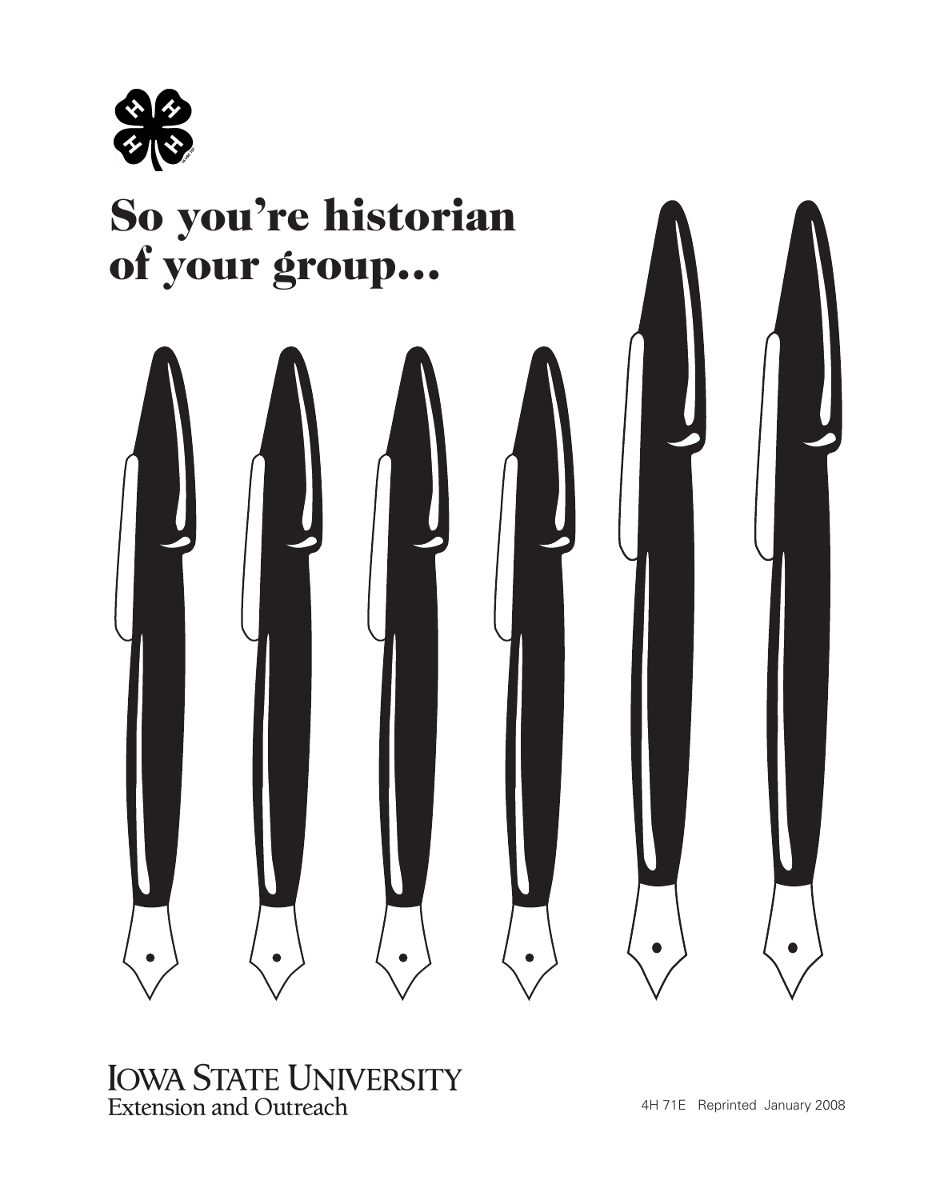# So you're historian of your group...

IOWA STATE UNIVERSITY
Extension and Outreach

4H 71E Reprinted January 2008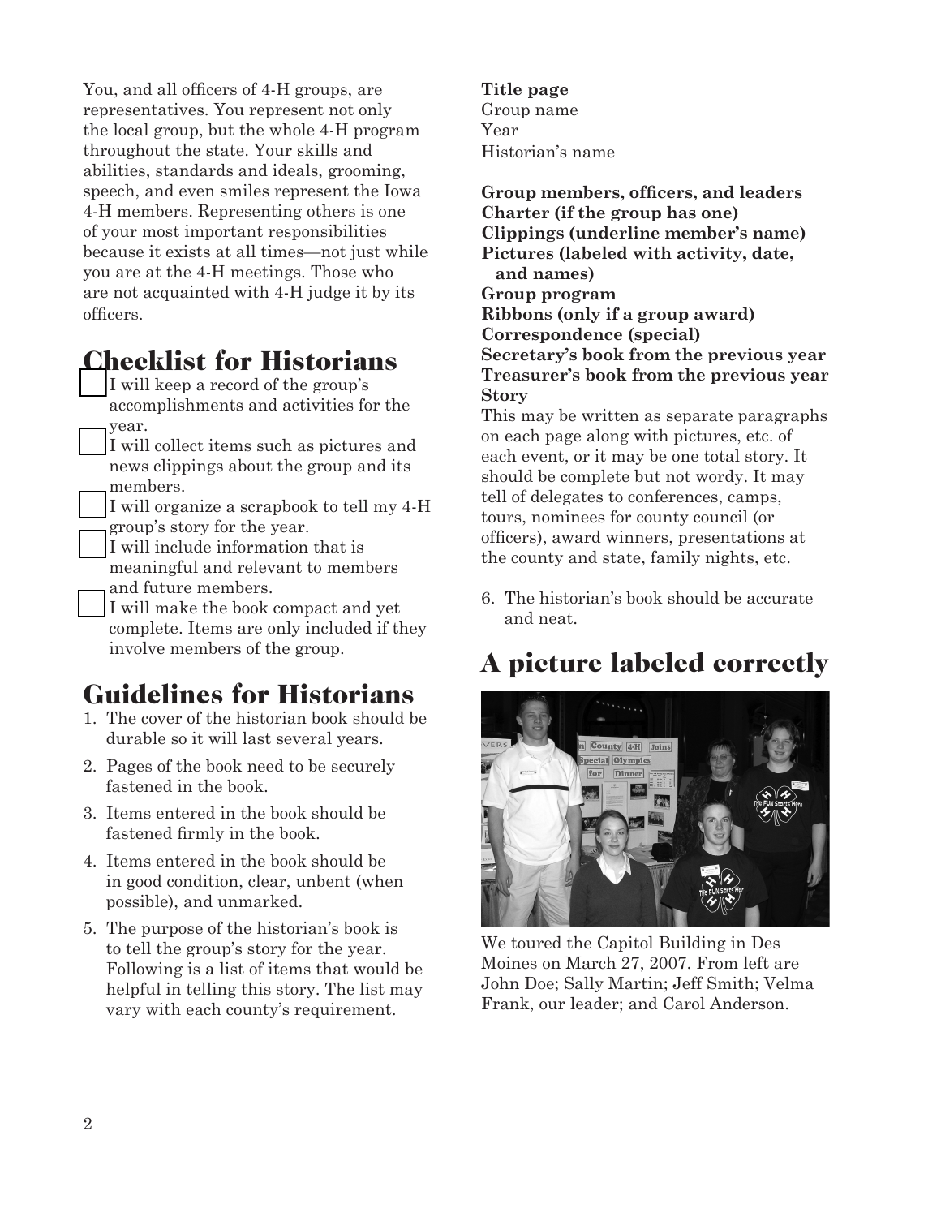You, and all officers of 4-H groups, are representatives. You represent not only the local group, but the whole 4-H program throughout the state. Your skills and abilities, standards and ideals, grooming, speech, and even smiles represent the Iowa 4-H members. Representing others is one of your most important responsibilities because it exists at all times—not just while you are at the 4-H meetings. Those who are not acquainted with 4-H judge it by its officers.

## Checklist for Historians

- [ ] I will keep a record of the group's accomplishments and activities for the year.
- [ ] I will collect items such as pictures and news clippings about the group and its members.
- [ ] I will organize a scrapbook to tell my 4-H group's story for the year.
- [ ] I will include information that is meaningful and relevant to members and future members.
- [ ] I will make the book compact and yet complete. Items are only included if they involve members of the group.

## Guidelines for Historians

1. The cover of the historian book should be durable so it will last several years.
2. Pages of the book need to be securely fastened in the book.
3. Items entered in the book should be fastened firmly in the book.
4. Items entered in the book should be in good condition, clear, unbent (when possible), and unmarked.
5. The purpose of the historian's book is to tell the group's story for the year. Following is a list of items that would be helpful in telling this story. The list may vary with each county's requirement.

**Title page**
Group name
Year
Historian's name

**Group members, officers, and leaders**
**Charter (if the group has one)**
**Clippings (underline member's name)**
**Pictures (labeled with activity, date, and names)**
**Group program**
**Ribbons (only if a group award)**
**Correspondence (special)**
**Secretary's book from the previous year**
**Treasurer's book from the previous year**
**Story**
This may be written as separate paragraphs on each page along with pictures, etc. of each event, or it may be one total story. It should be complete but not wordy. It may tell of delegates to conferences, camps, tours, nominees for county council (or officers), award winners, presentations at the county and state, family nights, etc.

6. The historian's book should be accurate and neat.

## A picture labeled correctly

We toured the Capitol Building in Des Moines on March 27, 2007. From left are John Doe; Sally Martin; Jeff Smith; Velma Frank, our leader; and Carol Anderson.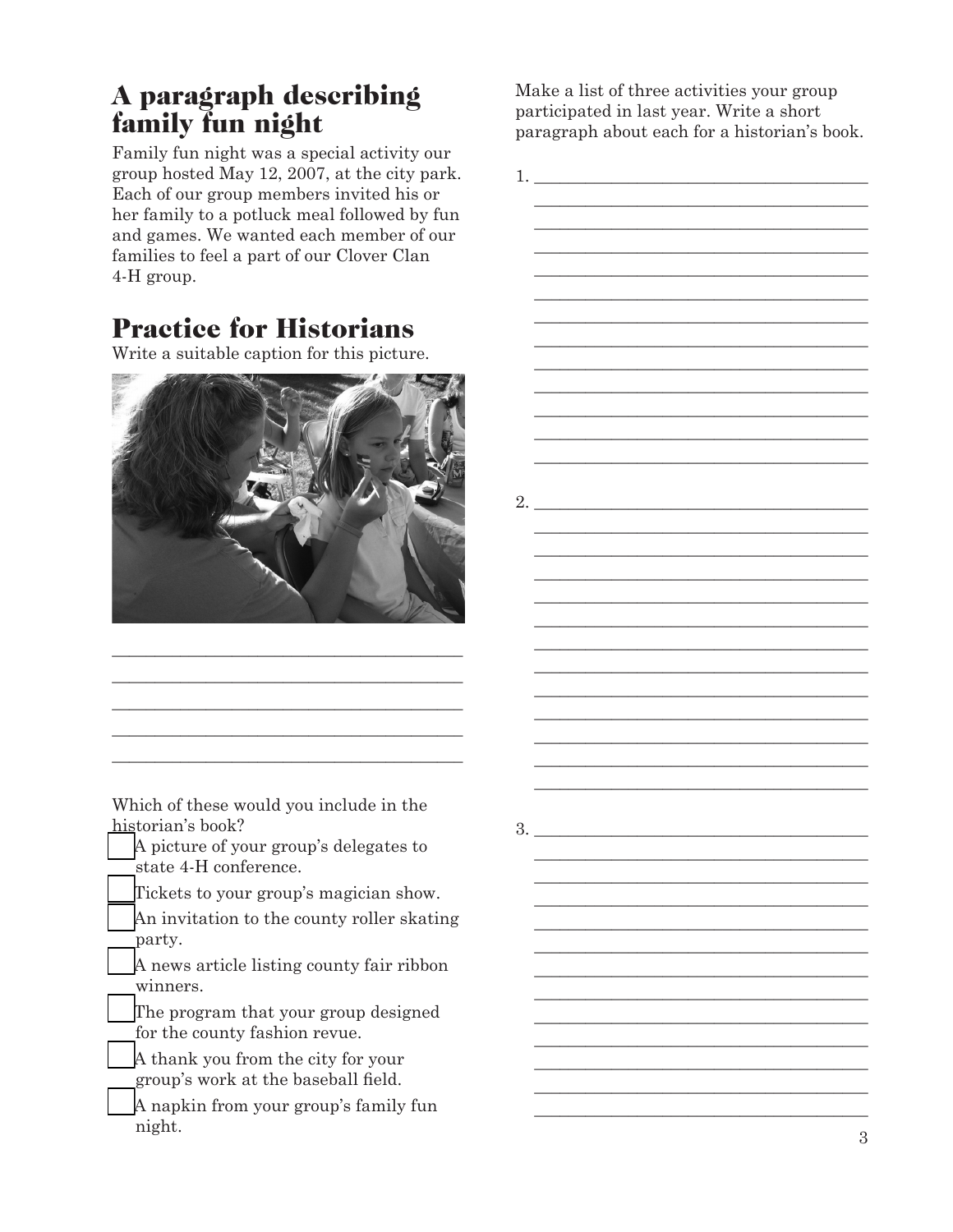## A paragraph describing family fun night

Family fun night was a special activity our group hosted May 12, 2007, at the city park. Each of our group members invited his or her family to a potluck meal followed by fun and games. We wanted each member of our families to feel a part of our Clover Clan 4-H group.

## Practice for Historians

Write a suitable caption for this picture.

_______________________________________

_______________________________________

_______________________________________

_______________________________________

_______________________________________

Which of these would you include in the historian's book?

- ☐ A picture of your group's delegates to state 4-H conference.
- ☐ Tickets to your group's magician show.
- ☐ An invitation to the county roller skating party.
- ☐ A news article listing county fair ribbon winners.
- ☐ The program that your group designed for the county fashion revue.
- ☐ A thank you from the city for your group's work at the baseball field.
- ☐ A napkin from your group's family fun night.

Make a list of three activities your group participated in last year. Write a short paragraph about each for a historian's book.

1. _______________________________________

2. _______________________________________

3. _______________________________________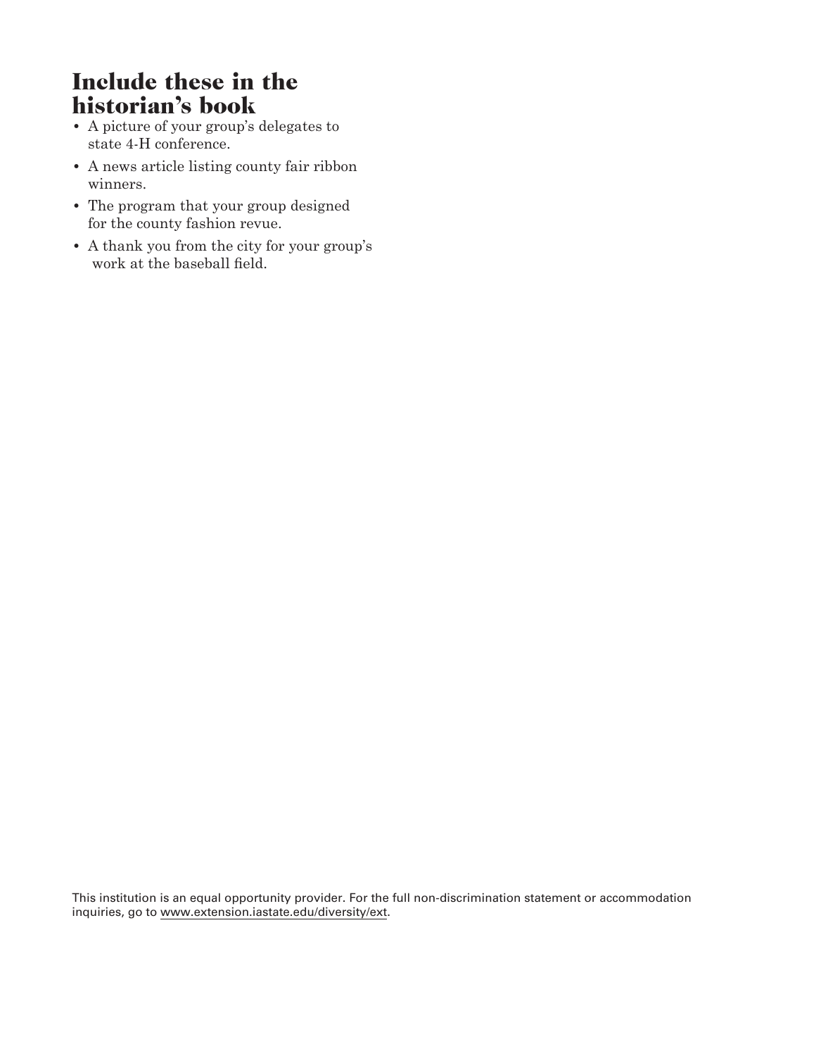## Include these in the historian's book

- A picture of your group's delegates to state 4-H conference.
- A news article listing county fair ribbon winners.
- The program that your group designed for the county fashion revue.
- A thank you from the city for your group's work at the baseball field.

This institution is an equal opportunity provider. For the full non-discrimination statement or accommodation inquiries, go to www.extension.iastate.edu/diversity/ext.